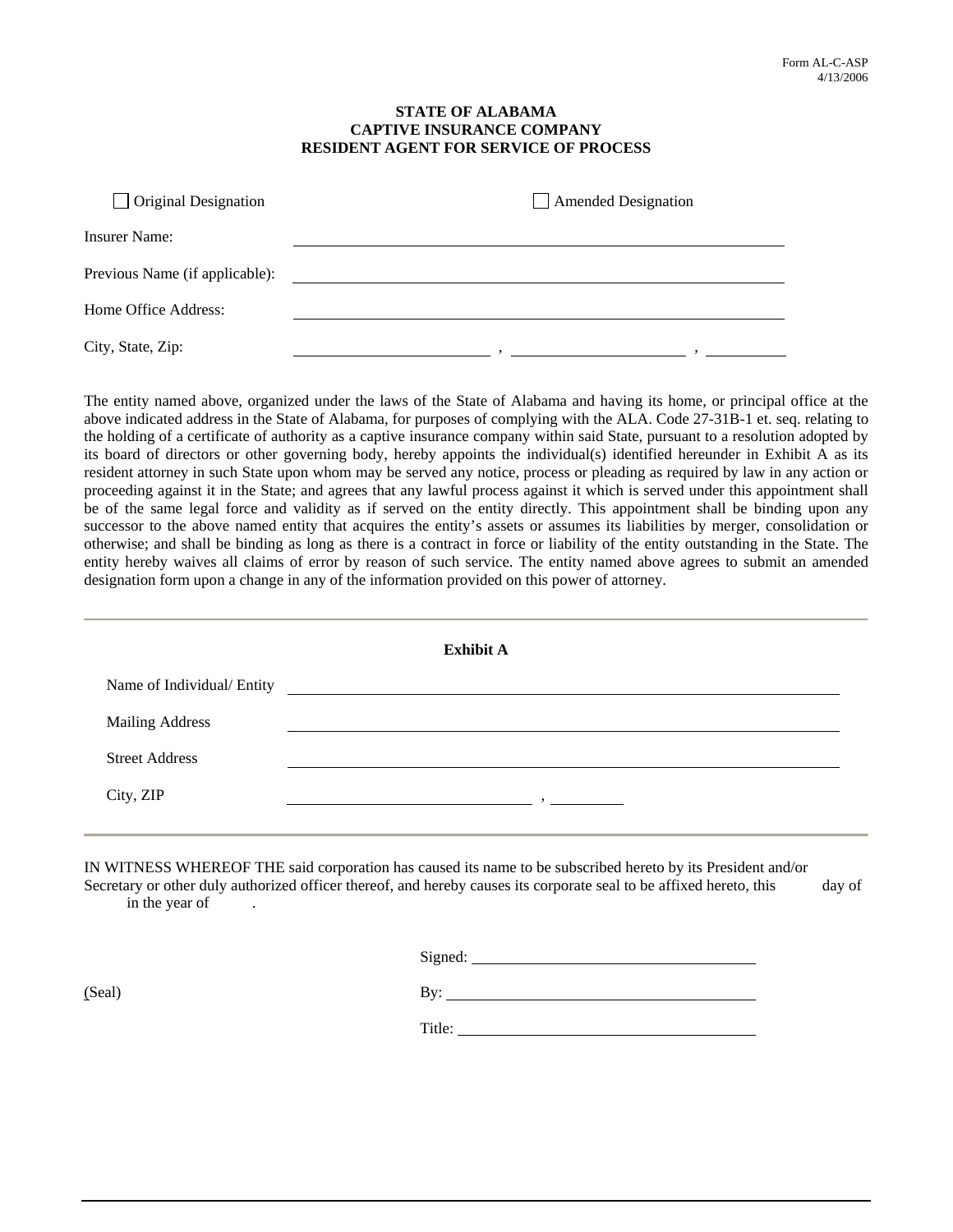Form AL-C-ASP
4/13/2006

**STATE OF ALABAMA**
**CAPTIVE INSURANCE COMPANY**
**RESIDENT AGENT FOR SERVICE OF PROCESS**

☐ Original Designation ☐ Amended Designation

Insurer Name: ______________________________

Previous Name (if applicable): ______________________________

Home Office Address: ______________________________

City, State, Zip: ____________ , ____________ , ______

The entity named above, organized under the laws of the State of Alabama and having its home, or principal office at the above indicated address in the State of Alabama, for purposes of complying with the ALA. Code 27-31B-1 et. seq. relating to the holding of a certificate of authority as a captive insurance company within said State, pursuant to a resolution adopted by its board of directors or other governing body, hereby appoints the individual(s) identified hereunder in Exhibit A as its resident attorney in such State upon whom may be served any notice, process or pleading as required by law in any action or proceeding against it in the State; and agrees that any lawful process against it which is served under this appointment shall be of the same legal force and validity as if served on the entity directly. This appointment shall be binding upon any successor to the above named entity that acquires the entity's assets or assumes its liabilities by merger, consolidation or otherwise; and shall be binding as long as there is a contract in force or liability of the entity outstanding in the State. The entity hereby waives all claims of error by reason of such service. The entity named above agrees to submit an amended designation form upon a change in any of the information provided on this power of attorney.

---

**Exhibit A**

Name of Individual/ Entity ______________________________

Mailing Address ______________________________

Street Address ______________________________

City, ZIP ____________ , ______

---

IN WITNESS WHEREOF THE said corporation has caused its name to be subscribed hereto by its President and/or Secretary or other duly authorized officer thereof, and hereby causes its corporate seal to be affixed hereto, this ____ day of ____ in the year of ____ .

Signed: ______________________________

(Seal) By: ______________________________

Title: ______________________________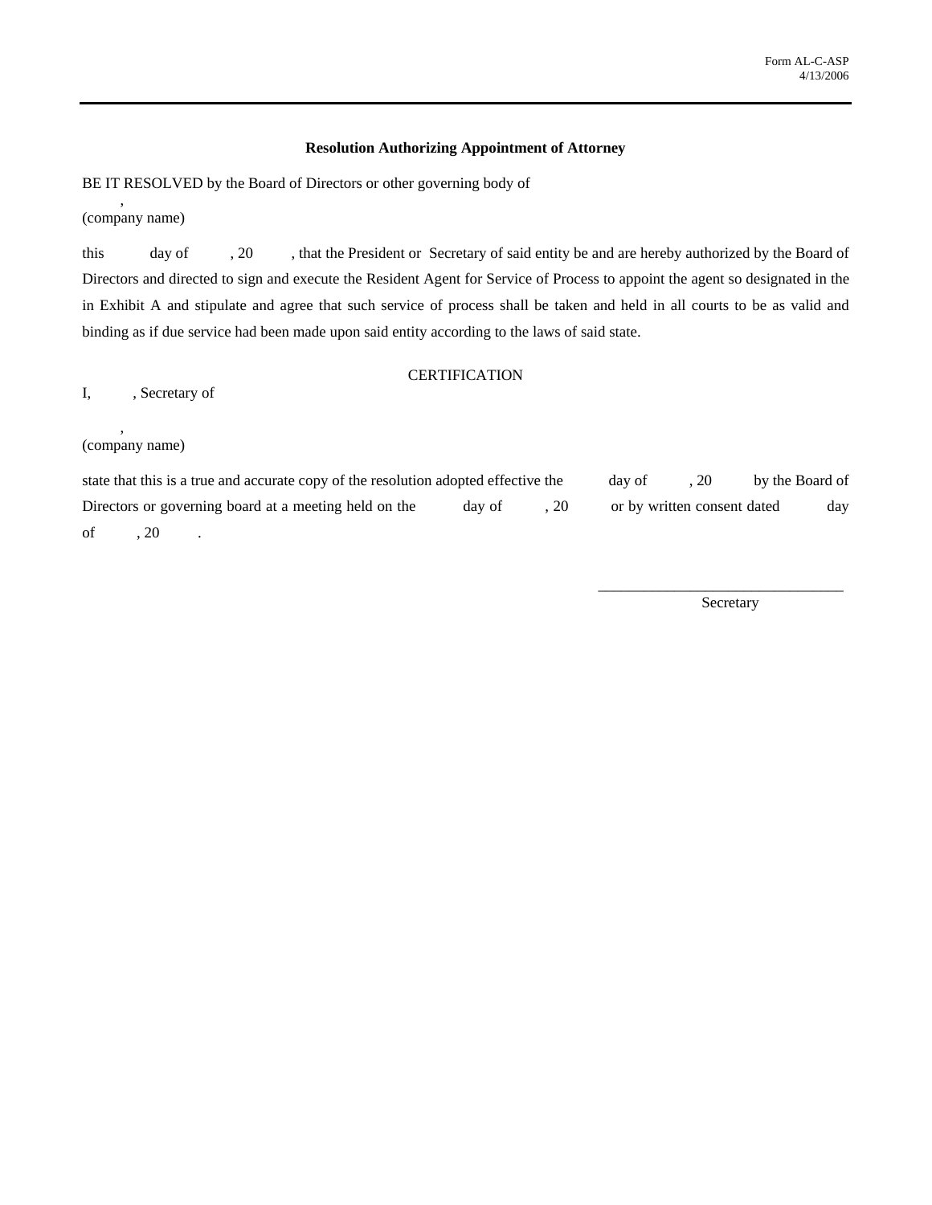Form AL-C-ASP
4/13/2006

---

**Resolution Authorizing Appointment of Attorney**

BE IT RESOLVED by the Board of Directors or other governing body of

,
(company name)

this day of , 20 , that the President or Secretary of said entity be and are hereby authorized by the Board of Directors and directed to sign and execute the Resident Agent for Service of Process to appoint the agent so designated in the in Exhibit A and stipulate and agree that such service of process shall be taken and held in all courts to be as valid and binding as if due service had been made upon said entity according to the laws of said state.

CERTIFICATION

I, , Secretary of

,
(company name)

state that this is a true and accurate copy of the resolution adopted effective the day of , 20 by the Board of Directors or governing board at a meeting held on the day of , 20 or by written consent dated day of , 20 .

\_\_\_\_\_\_\_\_\_\_\_\_\_\_\_\_\_\_\_\_\_\_\_\_\_\_\_\_\_\_\_\_
Secretary